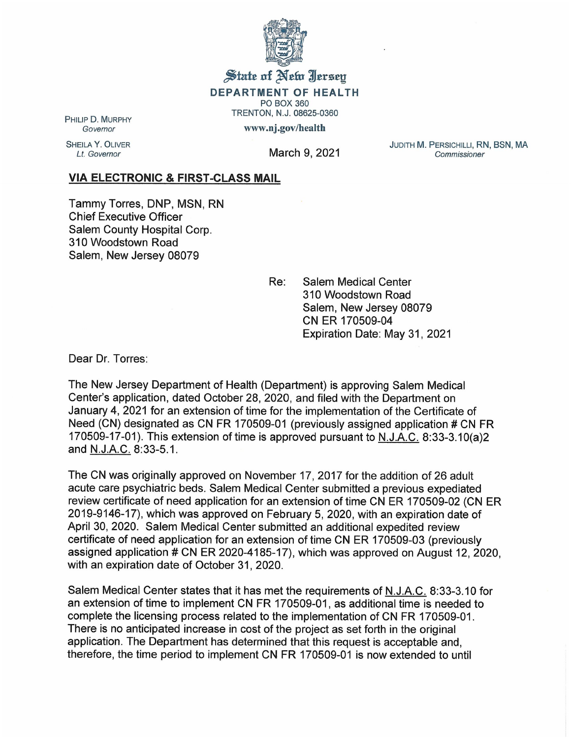State of New Jersey
**DEPARTMENT OF HEALTH**
PO BOX 360
TRENTON, N.J. 08625-0360
www.nj.gov/health

PHILIP D. MURPHY
*Governor*

SHEILA Y. OLIVER
*Lt. Governor*

JUDITH M. PERSICHILLI, RN, BSN, MA
*Commissioner*

March 9, 2021

**VIA ELECTRONIC & FIRST-CLASS MAIL**

Tammy Torres, DNP, MSN, RN
Chief Executive Officer
Salem County Hospital Corp.
310 Woodstown Road
Salem, New Jersey 08079

Re: Salem Medical Center
310 Woodstown Road
Salem, New Jersey 08079
CN ER 170509-04
Expiration Date: May 31, 2021

Dear Dr. Torres:

The New Jersey Department of Health (Department) is approving Salem Medical Center's application, dated October 28, 2020, and filed with the Department on January 4, 2021 for an extension of time for the implementation of the Certificate of Need (CN) designated as CN FR 170509-01 (previously assigned application # CN FR 170509-17-01). This extension of time is approved pursuant to N.J.A.C. 8:33-3.10(a)2 and N.J.A.C. 8:33-5.1.

The CN was originally approved on November 17, 2017 for the addition of 26 adult acute care psychiatric beds. Salem Medical Center submitted a previous expediated review certificate of need application for an extension of time CN ER 170509-02 (CN ER 2019-9146-17), which was approved on February 5, 2020, with an expiration date of April 30, 2020. Salem Medical Center submitted an additional expedited review certificate of need application for an extension of time CN ER 170509-03 (previously assigned application # CN ER 2020-4185-17), which was approved on August 12, 2020, with an expiration date of October 31, 2020.

Salem Medical Center states that it has met the requirements of N.J.A.C. 8:33-3.10 for an extension of time to implement CN FR 170509-01, as additional time is needed to complete the licensing process related to the implementation of CN FR 170509-01. There is no anticipated increase in cost of the project as set forth in the original application. The Department has determined that this request is acceptable and, therefore, the time period to implement CN FR 170509-01 is now extended to until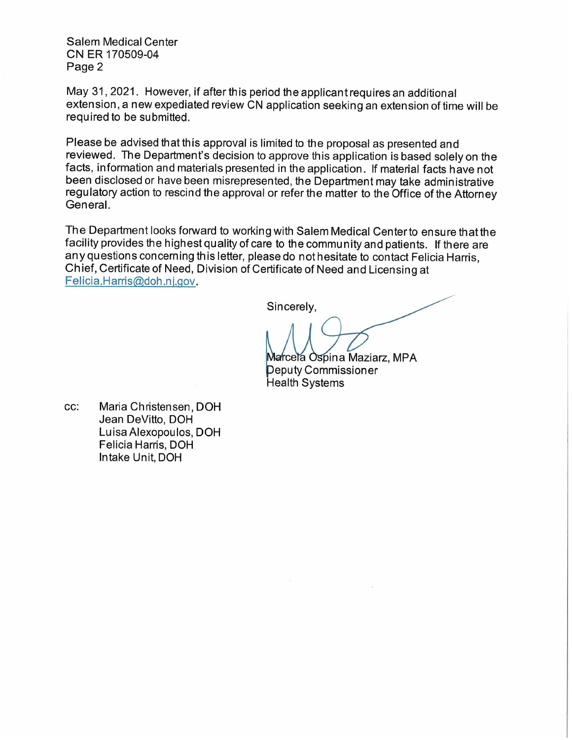May 31, 2021. However, if after this period the applicant requires an additional extension, a new expedited review CN application seeking an extension of time will be required to be submitted.

Please be advised that this approval is limited to the proposal as presented and reviewed. The Department's decision to approve this application is based solely on the facts, information and materials presented in the application. If material facts have not been disclosed or have been misrepresented, the Department may take administrative regulatory action to rescind the approval or refer the matter to the Office of the Attorney General.

The Department looks forward to working with Salem Medical Center to ensure that the facility provides the highest quality of care to the community and patients. If there are any questions concerning this letter, please do not hesitate to contact Felicia Harris, Chief, Certificate of Need, Division of Certificate of Need and Licensing at Felicia.Harris@doh.nj.gov.

Sincerely,

Marcela Ospina Maziarz, MPA
Deputy Commissioner
Health Systems

cc: Maria Christensen, DOH
Jean DeVitto, DOH
Luisa Alexopoulos, DOH
Felicia Harris, DOH
Intake Unit, DOH